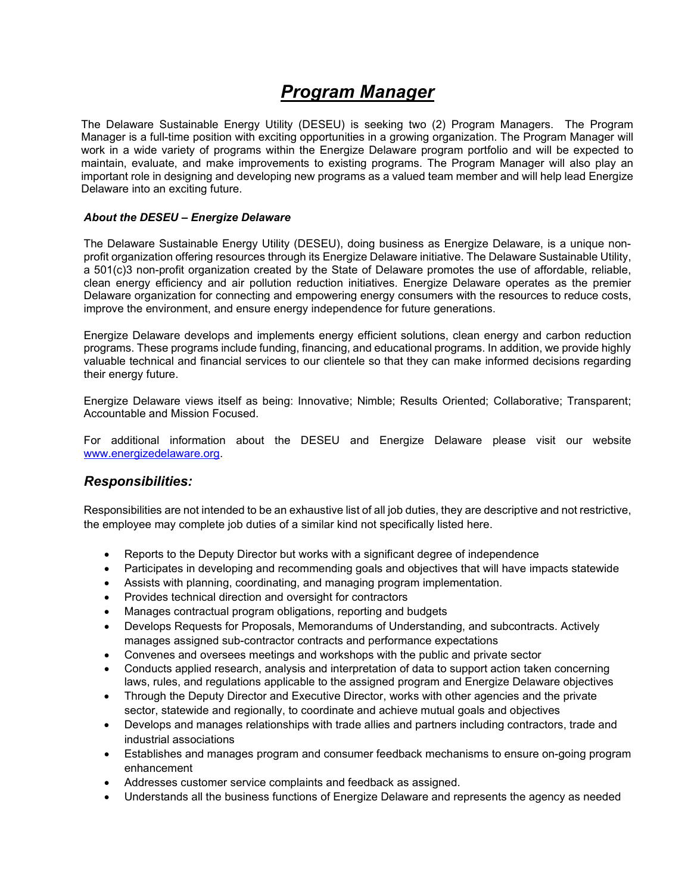# ***Program Manager***

The Delaware Sustainable Energy Utility (DESEU) is seeking two (2) Program Managers. The Program Manager is a full-time position with exciting opportunities in a growing organization. The Program Manager will work in a wide variety of programs within the Energize Delaware program portfolio and will be expected to maintain, evaluate, and make improvements to existing programs. The Program Manager will also play an important role in designing and developing new programs as a valued team member and will help lead Energize Delaware into an exciting future.

### *About the DESEU – Energize Delaware*

The Delaware Sustainable Energy Utility (DESEU), doing business as Energize Delaware, is a unique non-profit organization offering resources through its Energize Delaware initiative. The Delaware Sustainable Utility, a 501(c)3 non-profit organization created by the State of Delaware promotes the use of affordable, reliable, clean energy efficiency and air pollution reduction initiatives. Energize Delaware operates as the premier Delaware organization for connecting and empowering energy consumers with the resources to reduce costs, improve the environment, and ensure energy independence for future generations.

Energize Delaware develops and implements energy efficient solutions, clean energy and carbon reduction programs. These programs include funding, financing, and educational programs. In addition, we provide highly valuable technical and financial services to our clientele so that they can make informed decisions regarding their energy future.

Energize Delaware views itself as being: Innovative; Nimble; Results Oriented; Collaborative; Transparent; Accountable and Mission Focused.

For additional information about the DESEU and Energize Delaware please visit our website [www.energizedelaware.org](http://www.energizedelaware.org).

## *Responsibilities:*

Responsibilities are not intended to be an exhaustive list of all job duties, they are descriptive and not restrictive, the employee may complete job duties of a similar kind not specifically listed here.

- Reports to the Deputy Director but works with a significant degree of independence
- Participates in developing and recommending goals and objectives that will have impacts statewide
- Assists with planning, coordinating, and managing program implementation.
- Provides technical direction and oversight for contractors
- Manages contractual program obligations, reporting and budgets
- Develops Requests for Proposals, Memorandums of Understanding, and subcontracts. Actively manages assigned sub-contractor contracts and performance expectations
- Convenes and oversees meetings and workshops with the public and private sector
- Conducts applied research, analysis and interpretation of data to support action taken concerning laws, rules, and regulations applicable to the assigned program and Energize Delaware objectives
- Through the Deputy Director and Executive Director, works with other agencies and the private sector, statewide and regionally, to coordinate and achieve mutual goals and objectives
- Develops and manages relationships with trade allies and partners including contractors, trade and industrial associations
- Establishes and manages program and consumer feedback mechanisms to ensure on-going program enhancement
- Addresses customer service complaints and feedback as assigned.
- Understands all the business functions of Energize Delaware and represents the agency as needed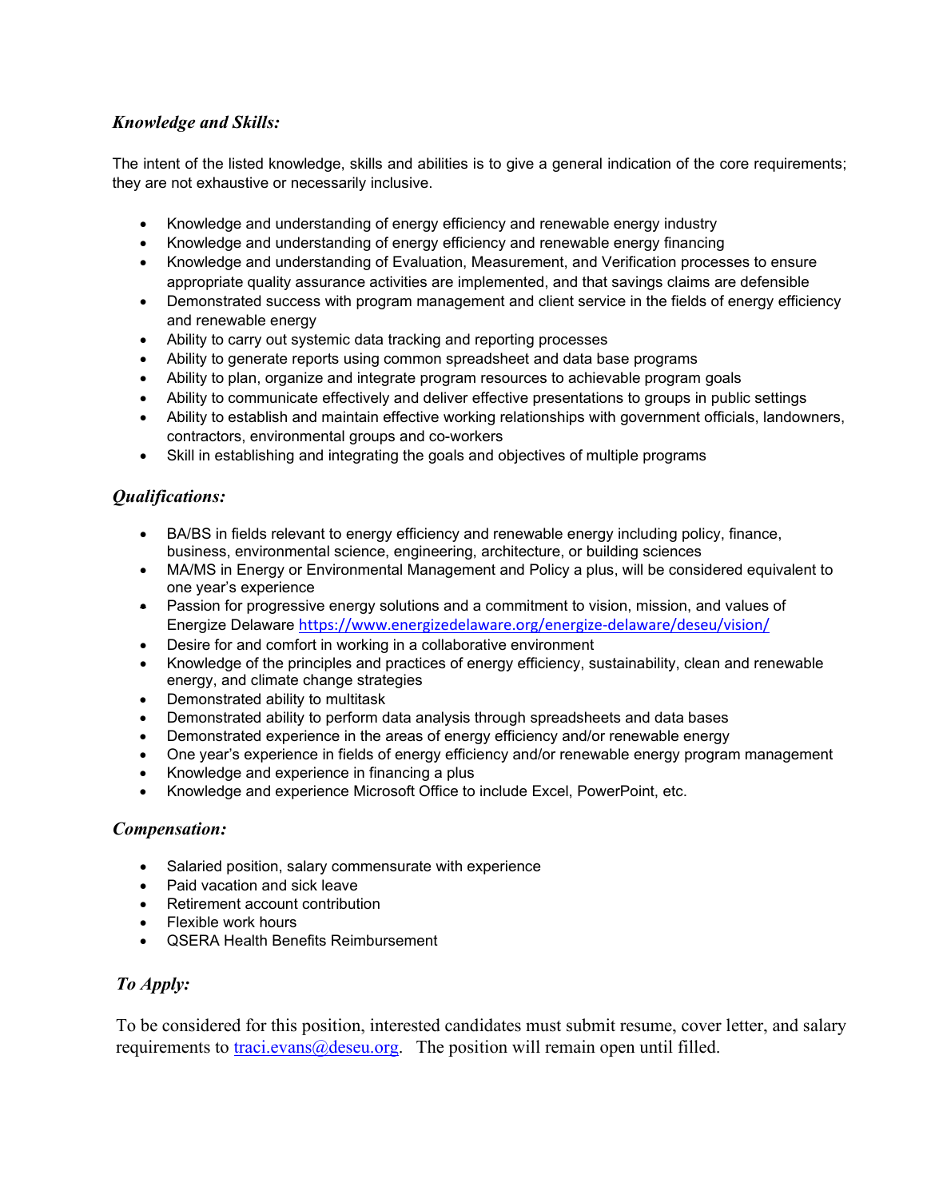### *Knowledge and Skills:*

The intent of the listed knowledge, skills and abilities is to give a general indication of the core requirements; they are not exhaustive or necessarily inclusive.

- Knowledge and understanding of energy efficiency and renewable energy industry
- Knowledge and understanding of energy efficiency and renewable energy financing
- Knowledge and understanding of Evaluation, Measurement, and Verification processes to ensure appropriate quality assurance activities are implemented, and that savings claims are defensible
- Demonstrated success with program management and client service in the fields of energy efficiency and renewable energy
- Ability to carry out systemic data tracking and reporting processes
- Ability to generate reports using common spreadsheet and data base programs
- Ability to plan, organize and integrate program resources to achievable program goals
- Ability to communicate effectively and deliver effective presentations to groups in public settings
- Ability to establish and maintain effective working relationships with government officials, landowners, contractors, environmental groups and co-workers
- Skill in establishing and integrating the goals and objectives of multiple programs

### *Qualifications:*

- BA/BS in fields relevant to energy efficiency and renewable energy including policy, finance, business, environmental science, engineering, architecture, or building sciences
- MA/MS in Energy or Environmental Management and Policy a plus, will be considered equivalent to one year's experience
- Passion for progressive energy solutions and a commitment to vision, mission, and values of Energize Delaware https://www.energizedelaware.org/energize-delaware/deseu/vision/
- Desire for and comfort in working in a collaborative environment
- Knowledge of the principles and practices of energy efficiency, sustainability, clean and renewable energy, and climate change strategies
- Demonstrated ability to multitask
- Demonstrated ability to perform data analysis through spreadsheets and data bases
- Demonstrated experience in the areas of energy efficiency and/or renewable energy
- One year's experience in fields of energy efficiency and/or renewable energy program management
- Knowledge and experience in financing a plus
- Knowledge and experience Microsoft Office to include Excel, PowerPoint, etc.

### *Compensation:*

- Salaried position, salary commensurate with experience
- Paid vacation and sick leave
- Retirement account contribution
- Flexible work hours
- QSERA Health Benefits Reimbursement

### *To Apply:*

To be considered for this position, interested candidates must submit resume, cover letter, and salary requirements to traci.evans@deseu.org. The position will remain open until filled.